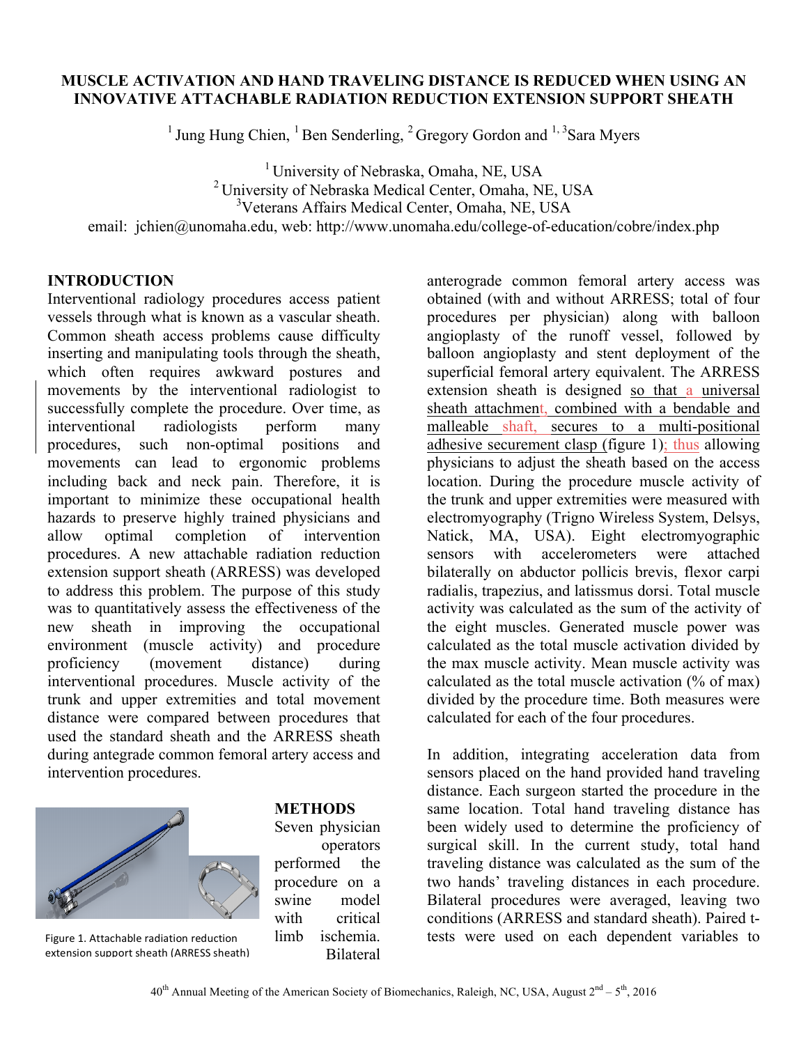# MUSCLE ACTIVATION AND HAND TRAVELING DISTANCE IS REDUCED WHEN USING AN INNOVATIVE ATTACHABLE RADIATION REDUCTION EXTENSION SUPPORT SHEATH

[1] Jung Hung Chien, [1] Ben Senderling, [2] Gregory Gordon and [1, 3] Sara Myers

[1] University of Nebraska, Omaha, NE, USA
[2] University of Nebraska Medical Center, Omaha, NE, USA
[3] Veterans Affairs Medical Center, Omaha, NE, USA
email: jchien@unomaha.edu, web: http://www.unomaha.edu/college-of-education/cobre/index.php

## INTRODUCTION

Interventional radiology procedures access patient vessels through what is known as a vascular sheath. Common sheath access problems cause difficulty inserting and manipulating tools through the sheath, which often requires awkward postures and movements by the interventional radiologist to successfully complete the procedure. Over time, as interventional radiologists perform many procedures, such non-optimal positions and movements can lead to ergonomic problems including back and neck pain. Therefore, it is important to minimize these occupational health hazards to preserve highly trained physicians and allow optimal completion of intervention procedures. A new attachable radiation reduction extension support sheath (ARRESS) was developed to address this problem. The purpose of this study was to quantitatively assess the effectiveness of the new sheath in improving the occupational environment (muscle activity) and procedure proficiency (movement distance) during interventional procedures. Muscle activity of the trunk and upper extremities and total movement distance were compared between procedures that used the standard sheath and the ARRESS sheath during antegrade common femoral artery access and intervention procedures.

Figure 1. Attachable radiation reduction extension support sheath (ARRESS sheath)

## METHODS

Seven physician operators performed the procedure on a swine model with critical limb ischemia. Bilateral anterograde common femoral artery access was obtained (with and without ARRESS; total of four procedures per physician) along with balloon angioplasty of the runoff vessel, followed by balloon angioplasty and stent deployment of the superficial femoral artery equivalent. The ARRESS extension sheath is designed so that a universal sheath attachment, combined with a bendable and malleable shaft, secures to a multi-positional adhesive securement clasp (figure 1); thus allowing physicians to adjust the sheath based on the access location. During the procedure muscle activity of the trunk and upper extremities were measured with electromyography (Trigno Wireless System, Delsys, Natick, MA, USA). Eight electromyographic sensors with accelerometers were attached bilaterally on abductor pollicis brevis, flexor carpi radialis, trapezius, and latissmus dorsi. Total muscle activity was calculated as the sum of the activity of the eight muscles. Generated muscle power was calculated as the total muscle activation divided by the max muscle activity. Mean muscle activity was calculated as the total muscle activation (% of max) divided by the procedure time. Both measures were calculated for each of the four procedures.

In addition, integrating acceleration data from sensors placed on the hand provided hand traveling distance. Each surgeon started the procedure in the same location. Total hand traveling distance has been widely used to determine the proficiency of surgical skill. In the current study, total hand traveling distance was calculated as the sum of the two hands' traveling distances in each procedure. Bilateral procedures were averaged, leaving two conditions (ARRESS and standard sheath). Paired t-tests were used on each dependent variables to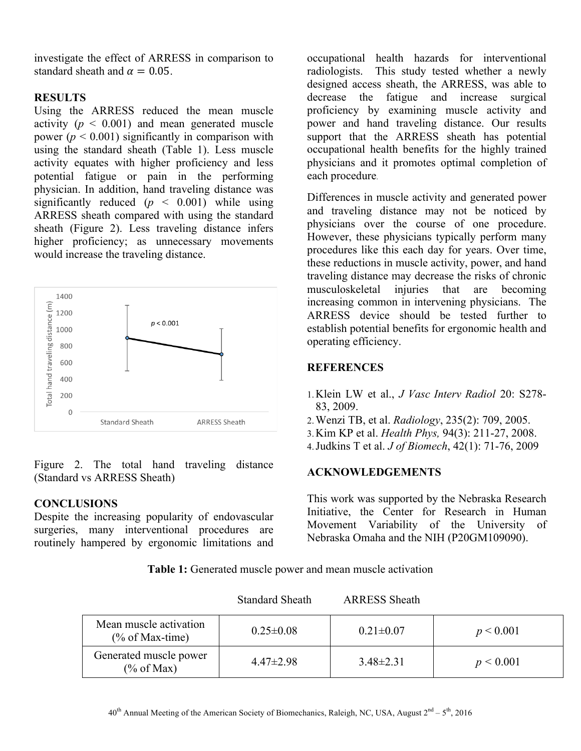investigate the effect of ARRESS in comparison to standard sheath and $\alpha = 0.05$.

**RESULTS**

Using the ARRESS reduced the mean muscle activity ($p < 0.001$) and mean generated muscle power ($p < 0.001$) significantly in comparison with using the standard sheath (Table 1). Less muscle activity equates with higher proficiency and less potential fatigue or pain in the performing physician. In addition, hand traveling distance was significantly reduced ($p < 0.001$) while using ARRESS sheath compared with using the standard sheath (Figure 2). Less traveling distance infers higher proficiency; as unnecessary movements would increase the traveling distance.

Total hand traveling distance (m)

1400
1200
1000
800
600
400
200
0

$p < 0.001$

Standard Sheath
ARRESS Sheath

Figure 2. The total hand traveling distance (Standard vs ARRESS Sheath)

**CONCLUSIONS**

Despite the increasing popularity of endovascular surgeries, many interventional procedures are routinely hampered by ergonomic limitations and occupational health hazards for interventional radiologists. This study tested whether a newly designed access sheath, the ARRESS, was able to decrease the fatigue and increase surgical proficiency by examining muscle activity and power and hand traveling distance. Our results support that the ARRESS sheath has potential occupational health benefits for the highly trained physicians and it promotes optimal completion of each procedure.

Differences in muscle activity and generated power and traveling distance may not be noticed by physicians over the course of one procedure. However, these physicians typically perform many procedures like this each day for years. Over time, these reductions in muscle activity, power, and hand traveling distance may decrease the risks of chronic musculoskeletal injuries that are becoming increasing common in intervening physicians. The ARRESS device should be tested further to establish potential benefits for ergonomic health and operating efficiency.

**REFERENCES**

1. Klein LW et al., *J Vasc Interv Radiol* 20: S278-83, 2009.
2. Wenzi TB, et al. *Radiology*, 235(2): 709, 2005.
3. Kim KP et al. *Health Phys,* 94(3): 211-27, 2008.
4. Judkins T et al. *J of Biomech*, 42(1): 71-76, 2009

**ACKNOWLEDGEMENTS**

This work was supported by the Nebraska Research Initiative, the Center for Research in Human Movement Variability of the University of Nebraska Omaha and the NIH (P20GM109090).

**Table 1:** Generated muscle power and mean muscle activation

| | Standard Sheath | ARRESS Sheath | |
|---|---|---|---|
| Mean muscle activation (% of Max-time) | 0.25±0.08 | 0.21±0.07 | $p < 0.001$ |
| Generated muscle power (% of Max) | 4.47±2.98 | 3.48±2.31 | $p < 0.001$ |